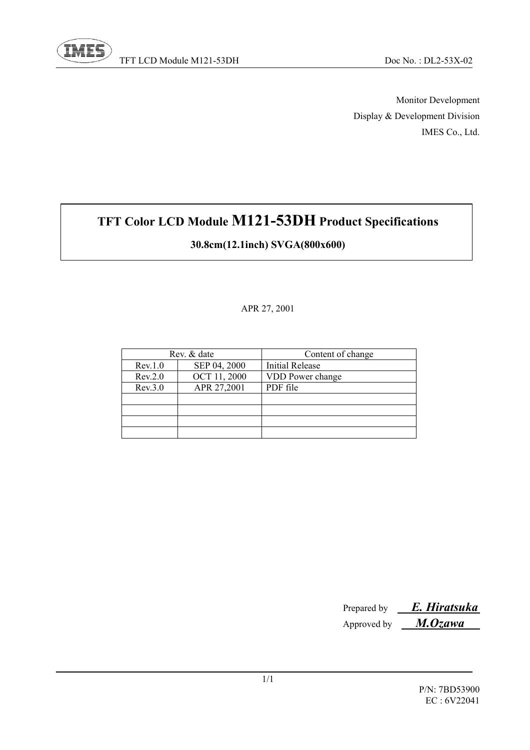Monitor Development
Display & Development Division
IMES Co., Ltd.

# TFT Color LCD Module M121-53DH Product Specifications

**30.8cm(12.1inch) SVGA(800x600)**

APR 27, 2001

| Rev. & date | | Content of change |
|---|---|---|
| Rev.1.0 | SEP 04, 2000 | Initial Release |
| Rev.2.0 | OCT 11, 2000 | VDD Power change |
| Rev.3.0 | APR 27,2001 | PDF file |
| | | |
| | | |
| | | |
| | | |

Prepared by ***E. Hiratsuka***

Approved by ***M.Ozawa***

P/N: 7BD53900
EC : 6V22041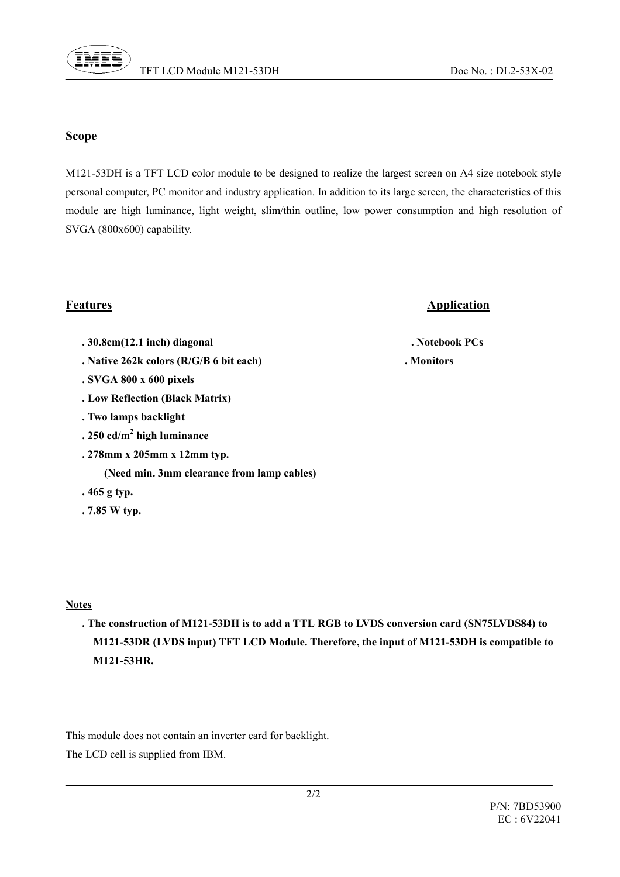## Scope

M121-53DH is a TFT LCD color module to be designed to realize the largest screen on A4 size notebook style personal computer, PC monitor and industry application. In addition to its large screen, the characteristics of this module are high luminance, light weight, slim/thin outline, low power consumption and high resolution of SVGA (800x600) capability.

## Features

- **30.8cm(12.1 inch) diagonal**
- **Native 262k colors (R/G/B 6 bit each)**
- **SVGA 800 x 600 pixels**
- **Low Reflection (Black Matrix)**
- **Two lamps backlight**
- **250 cd/m$^2$ high luminance**
- **278mm x 205mm x 12mm typ.**
  **(Need min. 3mm clearance from lamp cables)**
- **465 g typ.**
- **7.85 W typ.**

## Application

- **Notebook PCs**
- **Monitors**

## Notes

- **The construction of M121-53DH is to add a TTL RGB to LVDS conversion card (SN75LVDS84) to M121-53DR (LVDS input) TFT LCD Module. Therefore, the input of M121-53DH is compatible to M121-53HR.**

This module does not contain an inverter card for backlight.
The LCD cell is supplied from IBM.

P/N: 7BD53900
EC : 6V22041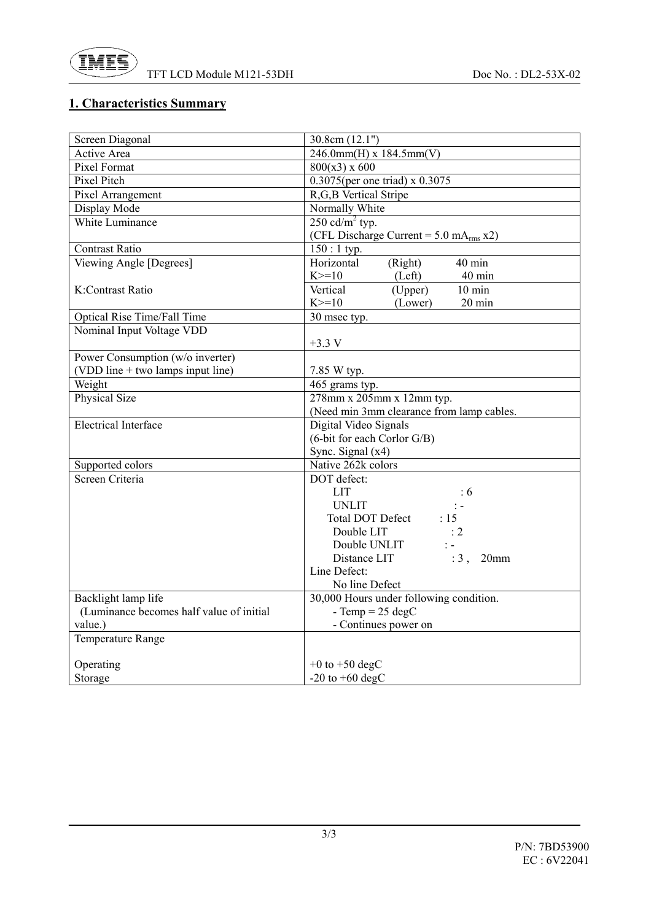## 1. Characteristics Summary

| | |
|---|---|
| Screen Diagonal | 30.8cm (12.1") |
| Active Area | 246.0mm(H) x 184.5mm(V) |
| Pixel Format | 800(x3) x 600 |
| Pixel Pitch | 0.3075(per one triad) x 0.3075 |
| Pixel Arrangement | R,G,B Vertical Stripe |
| Display Mode | Normally White |
| White Luminance | 250 cd/m$^2$ typ.<br>(CFL Discharge Current = 5.0 mA$_{rms}$ x2) |
| Contrast Ratio | 150 : 1 typ. |
| Viewing Angle [Degrees]<br><br>K:Contrast Ratio | Horizontal (Right) 40 min<br>K>=10 (Left) 40 min<br>Vertical (Upper) 10 min<br>K>=10 (Lower) 20 min |
| Optical Rise Time/Fall Time | 30 msec typ. |
| Nominal Input Voltage VDD | +3.3 V |
| Power Consumption (w/o inverter)<br>(VDD line + two lamps input line) | 7.85 W typ. |
| Weight | 465 grams typ. |
| Physical Size | 278mm x 205mm x 12mm typ.<br>(Need min 3mm clearance from lamp cables. |
| Electrical Interface | Digital Video Signals<br>(6-bit for each Corlor G/B)<br>Sync. Signal (x4) |
| Supported colors | Native 262k colors |
| Screen Criteria | DOT defect:<br>LIT : 6<br>UNLIT : -<br>Total DOT Defect : 15<br>Double LIT : 2<br>Double UNLIT : -<br>Distance LIT : 3 , 20mm<br>Line Defect:<br>No line Defect |
| Backlight lamp life<br>(Luminance becomes half value of initial value.) | 30,000 Hours under following condition.<br>- Temp = 25 degC<br>- Continues power on |
| Temperature Range<br><br>Operating<br>Storage | <br><br>+0 to +50 degC<br>-20 to +60 degC |

P/N: 7BD53900
EC : 6V22041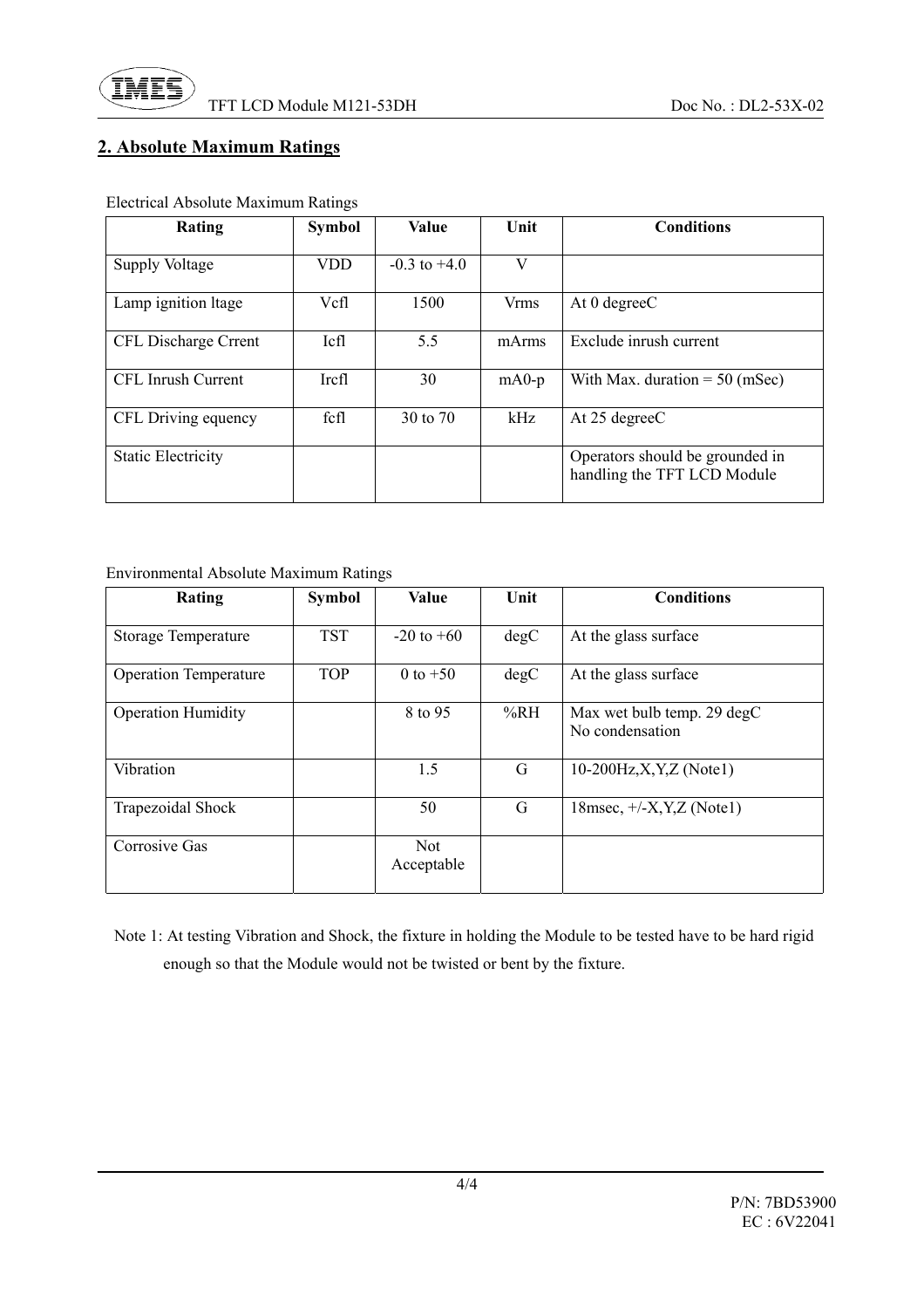## 2. Absolute Maximum Ratings

Electrical Absolute Maximum Ratings

| Rating | Symbol | Value | Unit | Conditions |
|---|---|---|---|---|
| Supply Voltage | VDD | -0.3 to +4.0 | V | |
| Lamp ignition ltage | Vcfl | 1500 | Vrms | At 0 degreeC |
| CFL Discharge Crrent | Icfl | 5.5 | mArms | Exclude inrush current |
| CFL Inrush Current | Ircfl | 30 | mA0-p | With Max. duration = 50 (mSec) |
| CFL Driving equency | fcfl | 30 to 70 | kHz | At 25 degreeC |
| Static Electricity | | | | Operators should be grounded in handling the TFT LCD Module |

Environmental Absolute Maximum Ratings

| Rating | Symbol | Value | Unit | Conditions |
|---|---|---|---|---|
| Storage Temperature | TST | -20 to +60 | degC | At the glass surface |
| Operation Temperature | TOP | 0 to +50 | degC | At the glass surface |
| Operation Humidity | | 8 to 95 | %RH | Max wet bulb temp. 29 degC No condensation |
| Vibration | | 1.5 | G | 10-200Hz,X,Y,Z (Note1) |
| Trapezoidal Shock | | 50 | G | 18msec, +/-X,Y,Z (Note1) |
| Corrosive Gas | | Not Acceptable | | |

Note 1: At testing Vibration and Shock, the fixture in holding the Module to be tested have to be hard rigid enough so that the Module would not be twisted or bent by the fixture.

P/N: 7BD53900
EC : 6V22041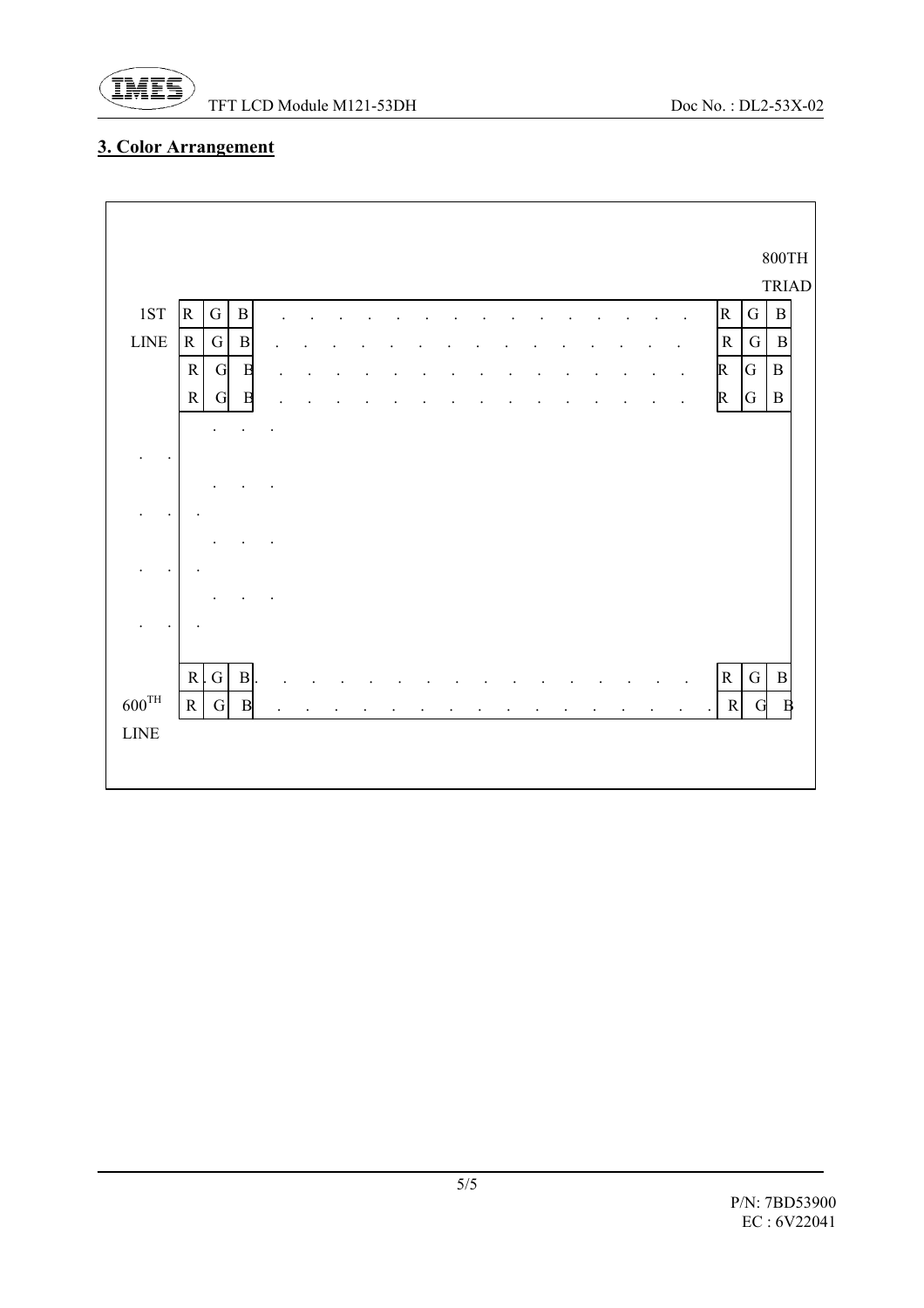## 3. Color Arrangement

800TH
TRIAD

1ST
LINE

R G B . . . . . . . . . . . . . . . . R G B
R G B . . . . . . . . . . . . . . . . R G B
R G B . . . . . . . . . . . . . . . . R G B
R G B . . . . . . . . . . . . . . . . R G B

. . .

R . G B . . . . . . . . . . . . . . . . R G B
R G B . . . . . . . . . . . . . . . . . R G B

600TH
LINE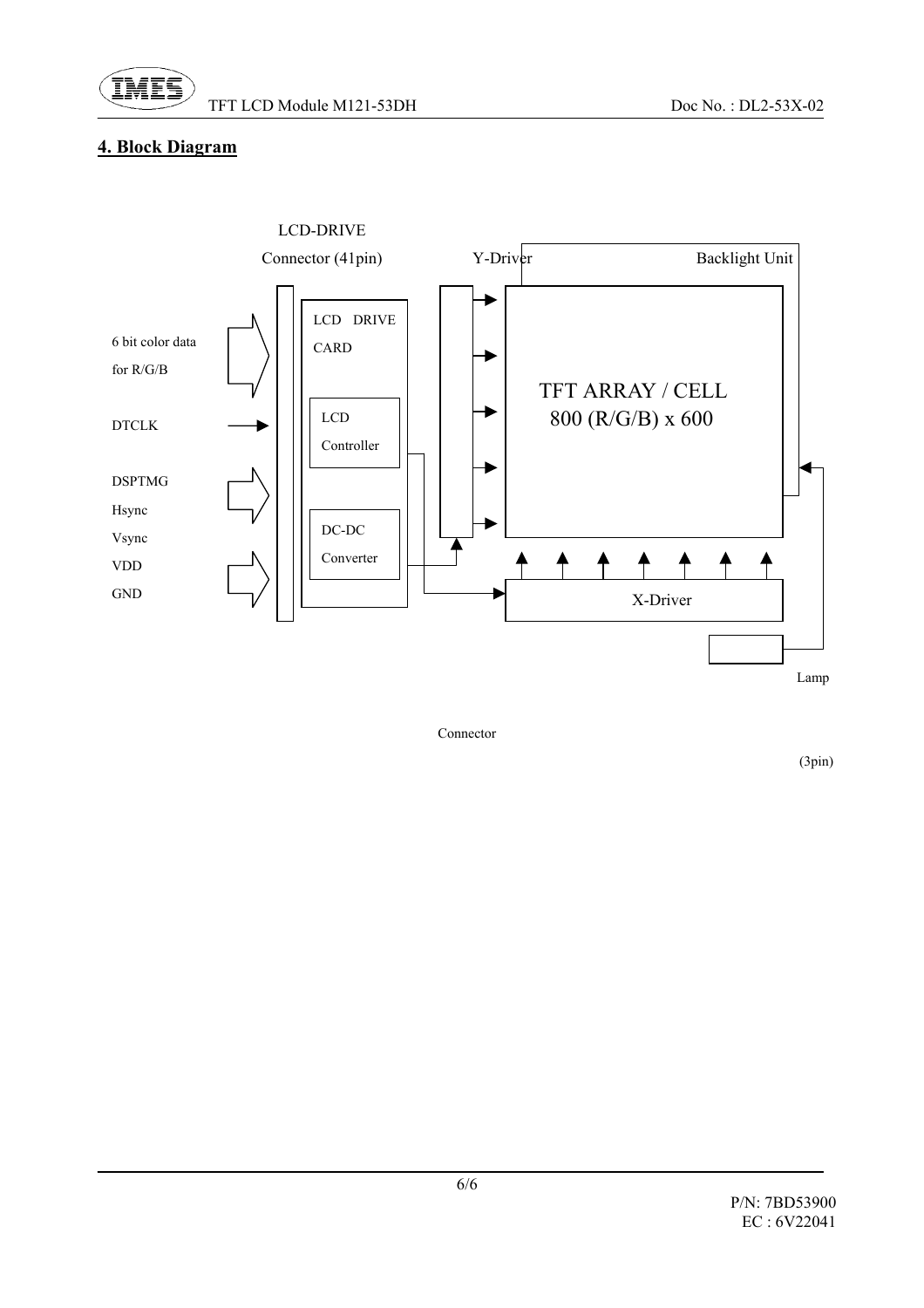## 4. Block Diagram

LCD-DRIVE

Connector (41pin)

Y-Driver

Backlight Unit

6 bit color data

for R/G/B

DTCLK

DSPTMG

Hsync

Vsync

VDD

GND

LCD DRIVE

CARD

LCD

Controller

DC-DC

Converter

TFT ARRAY / CELL

800 (R/G/B) x 600

X-Driver

Lamp

Connector

(3pin)

P/N: 7BD53900

EC : 6V22041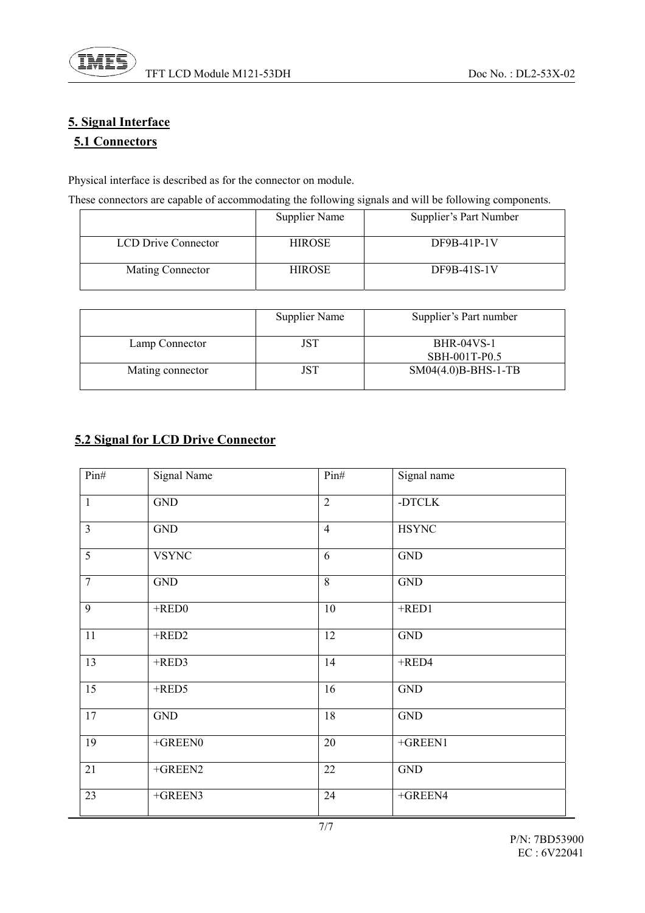## 5. Signal Interface

### 5.1 Connectors

Physical interface is described as for the connector on module.

These connectors are capable of accommodating the following signals and will be following components.

| | Supplier Name | Supplier's Part Number |
|---|---|---|
| LCD Drive Connector | HIROSE | DF9B-41P-1V |
| Mating Connector | HIROSE | DF9B-41S-1V |

| | Supplier Name | Supplier's Part number |
|---|---|---|
| Lamp Connector | JST | BHR-04VS-1<br>SBH-001T-P0.5 |
| Mating connector | JST | SM04(4.0)B-BHS-1-TB |

### 5.2 Signal for LCD Drive Connector

| Pin# | Signal Name | Pin# | Signal name |
|---|---|---|---|
| 1 | GND | 2 | -DTCLK |
| 3 | GND | 4 | HSYNC |
| 5 | VSYNC | 6 | GND |
| 7 | GND | 8 | GND |
| 9 | +RED0 | 10 | +RED1 |
| 11 | +RED2 | 12 | GND |
| 13 | +RED3 | 14 | +RED4 |
| 15 | +RED5 | 16 | GND |
| 17 | GND | 18 | GND |
| 19 | +GREEN0 | 20 | +GREEN1 |
| 21 | +GREEN2 | 22 | GND |
| 23 | +GREEN3 | 24 | +GREEN4 |

P/N: 7BD53900
EC : 6V22041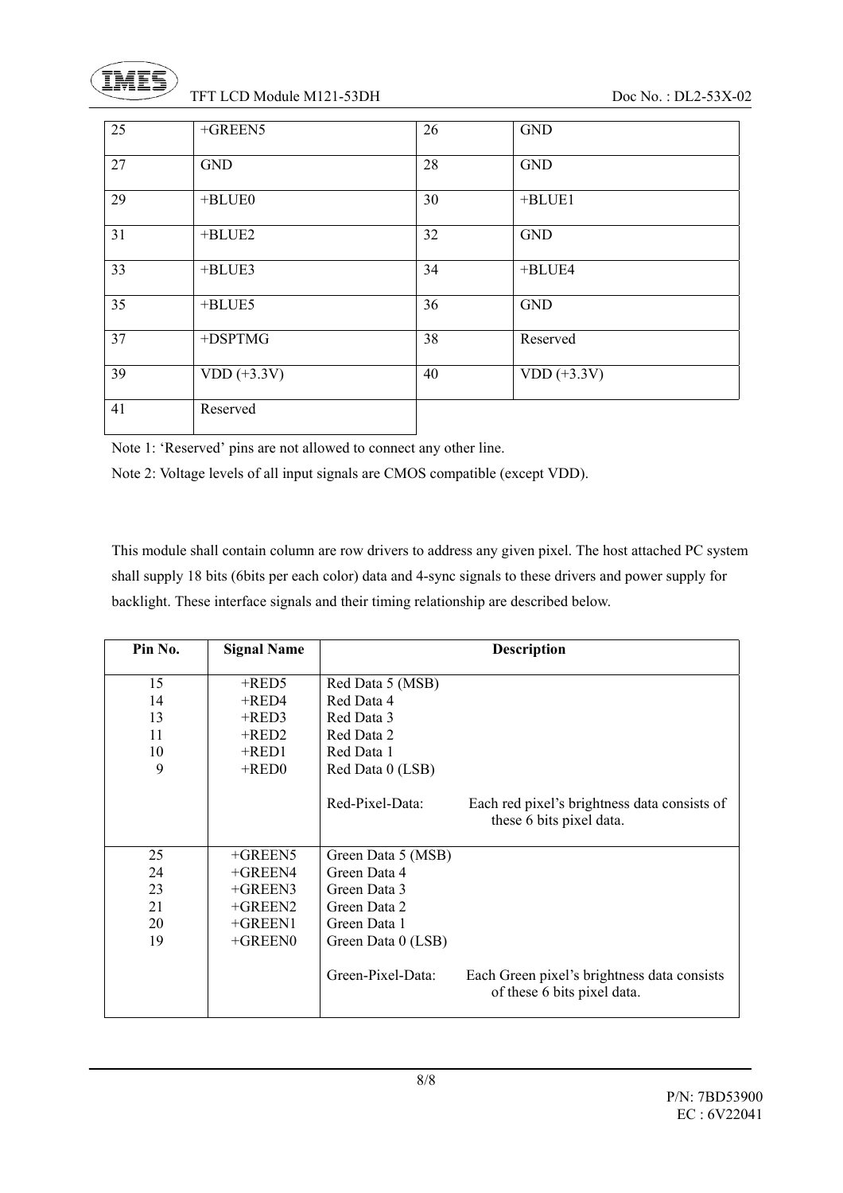| | | | |
|---|---|---|---|
| 25 | +GREEN5 | 26 | GND |
| 27 | GND | 28 | GND |
| 29 | +BLUE0 | 30 | +BLUE1 |
| 31 | +BLUE2 | 32 | GND |
| 33 | +BLUE3 | 34 | +BLUE4 |
| 35 | +BLUE5 | 36 | GND |
| 37 | +DSPTMG | 38 | Reserved |
| 39 | VDD (+3.3V) | 40 | VDD (+3.3V) |
| 41 | Reserved | | |

Note 1: 'Reserved' pins are not allowed to connect any other line.

Note 2: Voltage levels of all input signals are CMOS compatible (except VDD).

This module shall contain column are row drivers to address any given pixel. The host attached PC system shall supply 18 bits (6bits per each color) data and 4-sync signals to these drivers and power supply for backlight. These interface signals and their timing relationship are described below.

| Pin No. | Signal Name | Description |
|---|---|---|
| 15<br>14<br>13<br>11<br>10<br>9 | +RED5<br>+RED4<br>+RED3<br>+RED2<br>+RED1<br>+RED0 | Red Data 5 (MSB)<br>Red Data 4<br>Red Data 3<br>Red Data 2<br>Red Data 1<br>Red Data 0 (LSB)<br><br>Red-Pixel-Data: Each red pixel's brightness data consists of these 6 bits pixel data. |
| 25<br>24<br>23<br>21<br>20<br>19 | +GREEN5<br>+GREEN4<br>+GREEN3<br>+GREEN2<br>+GREEN1<br>+GREEN0 | Green Data 5 (MSB)<br>Green Data 4<br>Green Data 3<br>Green Data 2<br>Green Data 1<br>Green Data 0 (LSB)<br><br>Green-Pixel-Data: Each Green pixel's brightness data consists of these 6 bits pixel data. |

P/N: 7BD53900
EC : 6V22041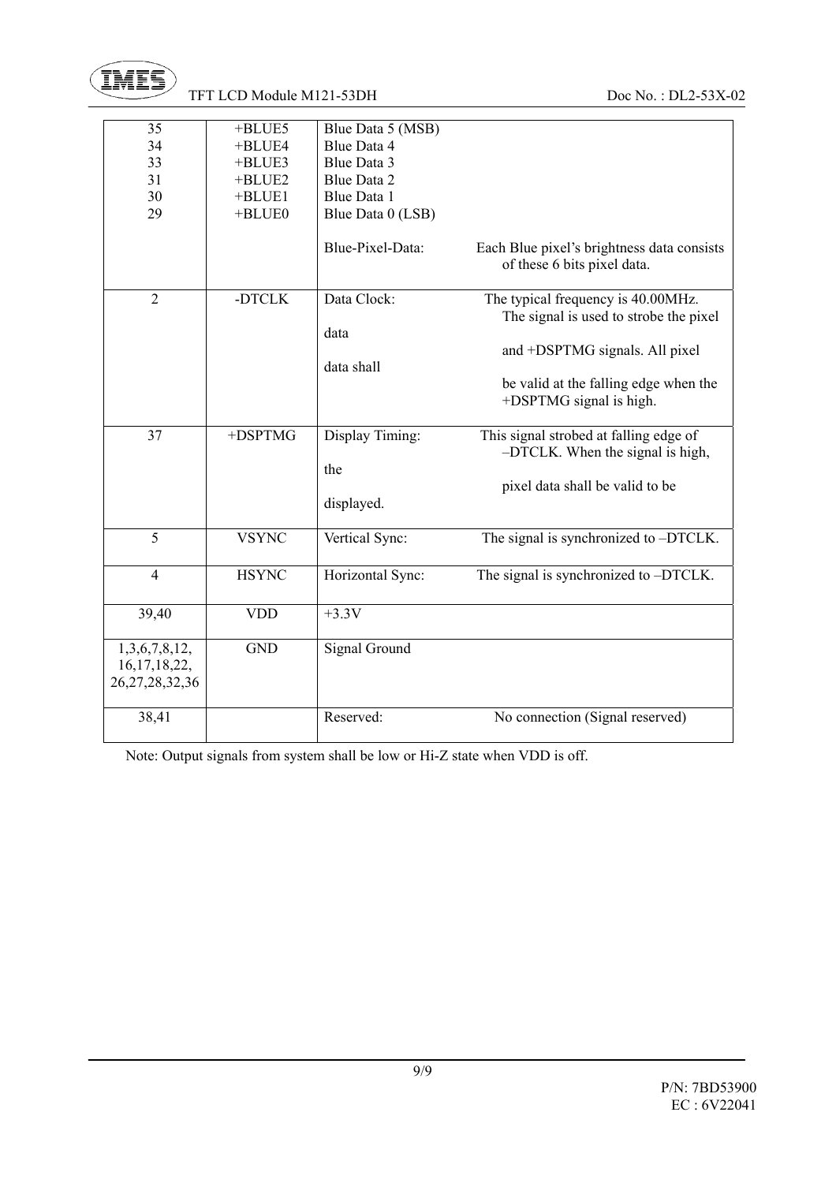| | | | |
|---|---|---|---|
| 35<br>34<br>33<br>31<br>30<br>29 | +BLUE5<br>+BLUE4<br>+BLUE3<br>+BLUE2<br>+BLUE1<br>+BLUE0 | Blue Data 5 (MSB)<br>Blue Data 4<br>Blue Data 3<br>Blue Data 2<br>Blue Data 1<br>Blue Data 0 (LSB)<br><br>Blue-Pixel-Data: | <br><br><br><br><br><br><br>Each Blue pixel's brightness data consists of these 6 bits pixel data. |
| 2 | -DTCLK | Data Clock: | The typical frequency is 40.00MHz. The signal is used to strobe the pixel data and +DSPTMG signals. All pixel data shall be valid at the falling edge when the +DSPTMG signal is high. |
| 37 | +DSPTMG | Display Timing: | This signal strobed at falling edge of –DTCLK. When the signal is high, the pixel data shall be valid to be displayed. |
| 5 | VSYNC | Vertical Sync: | The signal is synchronized to –DTCLK. |
| 4 | HSYNC | Horizontal Sync: | The signal is synchronized to –DTCLK. |
| 39,40 | VDD | +3.3V | |
| 1,3,6,7,8,12,<br>16,17,18,22,<br>26,27,28,32,36 | GND | Signal Ground | |
| 38,41 | | Reserved: | No connection (Signal reserved) |

Note: Output signals from system shall be low or Hi-Z state when VDD is off.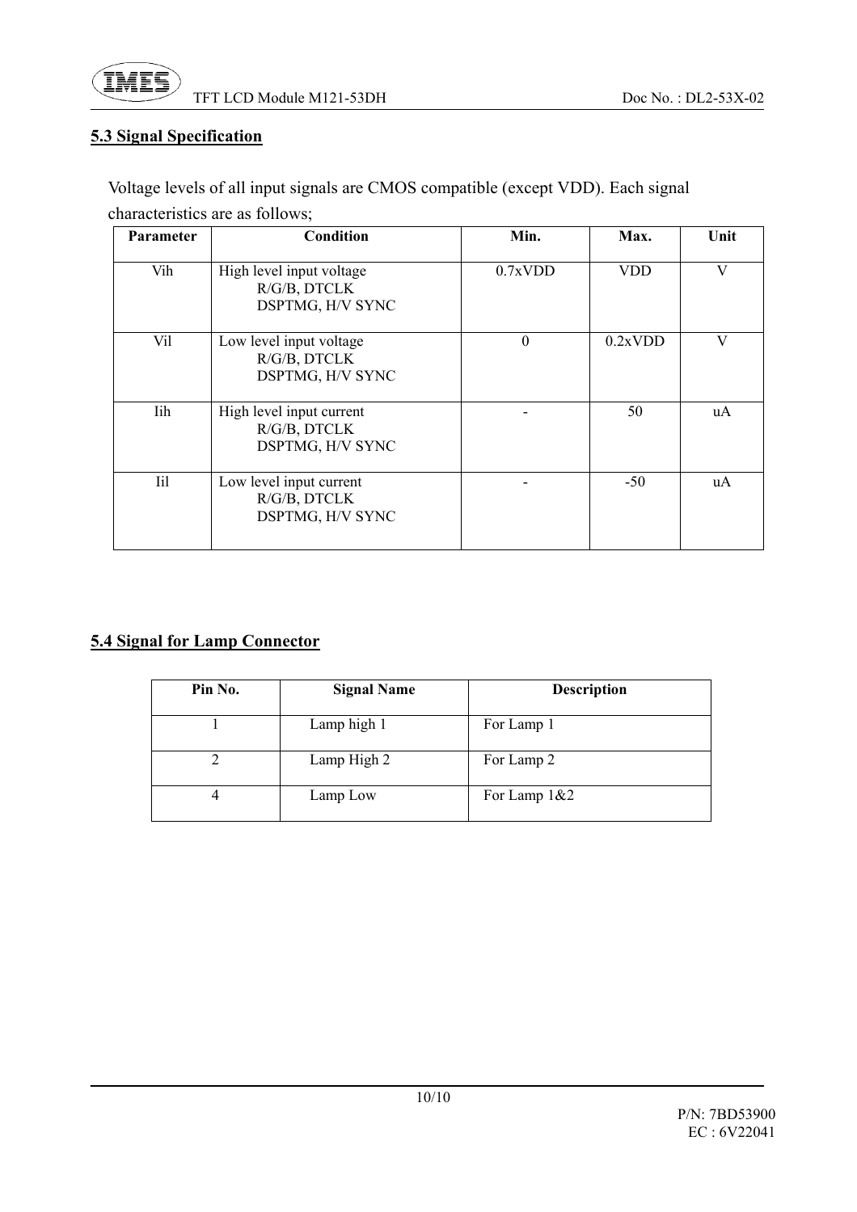## 5.3 Signal Specification

Voltage levels of all input signals are CMOS compatible (except VDD). Each signal characteristics are as follows;

| Parameter | Condition | Min. | Max. | Unit |
|---|---|---|---|---|
| Vih | High level input voltage<br>R/G/B, DTCLK<br>DSPTMG, H/V SYNC | 0.7xVDD | VDD | V |
| Vil | Low level input voltage<br>R/G/B, DTCLK<br>DSPTMG, H/V SYNC | 0 | 0.2xVDD | V |
| Iih | High level input current<br>R/G/B, DTCLK<br>DSPTMG, H/V SYNC | - | 50 | uA |
| Iil | Low level input current<br>R/G/B, DTCLK<br>DSPTMG, H/V SYNC | - | -50 | uA |

## 5.4 Signal for Lamp Connector

| Pin No. | Signal Name | Description |
|---|---|---|
| 1 | Lamp high 1 | For Lamp 1 |
| 2 | Lamp High 2 | For Lamp 2 |
| 4 | Lamp Low | For Lamp 1&2 |

P/N: 7BD53900
EC : 6V22041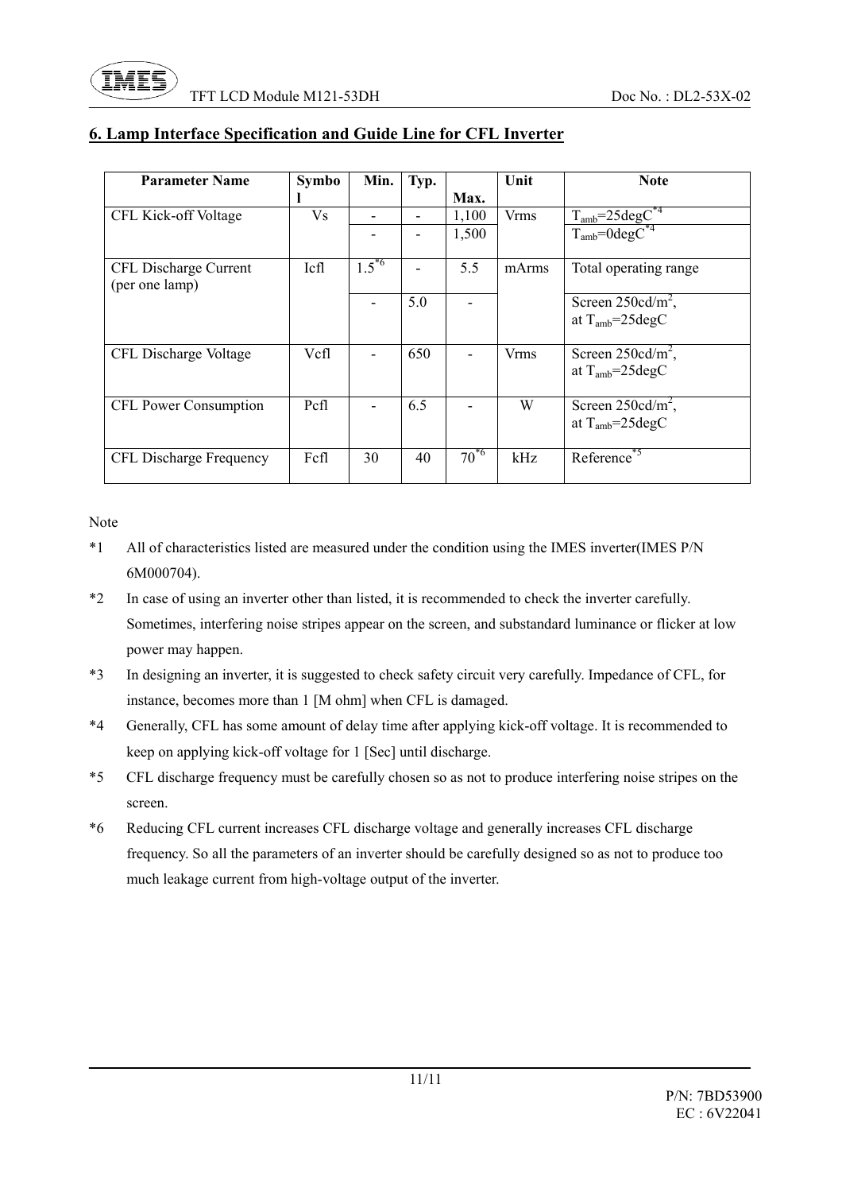## 6. Lamp Interface Specification and Guide Line for CFL Inverter

| Parameter Name | Symbol | Min. | Typ. | Max. | Unit | Note |
|---|---|---|---|---|---|---|
| CFL Kick-off Voltage | Vs | - | - | 1,100 | Vrms | $T_{amb}$=25degC[*4] |
| | | - | - | 1,500 | | $T_{amb}$=0degC[*4] |
| CFL Discharge Current (per one lamp) | Icfl | 1.5[*6] | - | 5.5 | mArms | Total operating range |
| | | - | 5.0 | - | | Screen 250cd/$m^2$, at $T_{amb}$=25degC |
| CFL Discharge Voltage | Vcfl | - | 650 | - | Vrms | Screen 250cd/$m^2$, at $T_{amb}$=25degC |
| CFL Power Consumption | Pcfl | - | 6.5 | - | W | Screen 250cd/$m^2$, at $T_{amb}$=25degC |
| CFL Discharge Frequency | Fcfl | 30 | 40 | 70[*6] | kHz | Reference[*5] |

Note

*1 All of characteristics listed are measured under the condition using the IMES inverter(IMES P/N 6M000704).

*2 In case of using an inverter other than listed, it is recommended to check the inverter carefully. Sometimes, interfering noise stripes appear on the screen, and substandard luminance or flicker at low power may happen.

*3 In designing an inverter, it is suggested to check safety circuit very carefully. Impedance of CFL, for instance, becomes more than 1 [M ohm] when CFL is damaged.

*4 Generally, CFL has some amount of delay time after applying kick-off voltage. It is recommended to keep on applying kick-off voltage for 1 [Sec] until discharge.

*5 CFL discharge frequency must be carefully chosen so as not to produce interfering noise stripes on the screen.

*6 Reducing CFL current increases CFL discharge voltage and generally increases CFL discharge frequency. So all the parameters of an inverter should be carefully designed so as not to produce too much leakage current from high-voltage output of the inverter.

P/N: 7BD53900
EC : 6V22041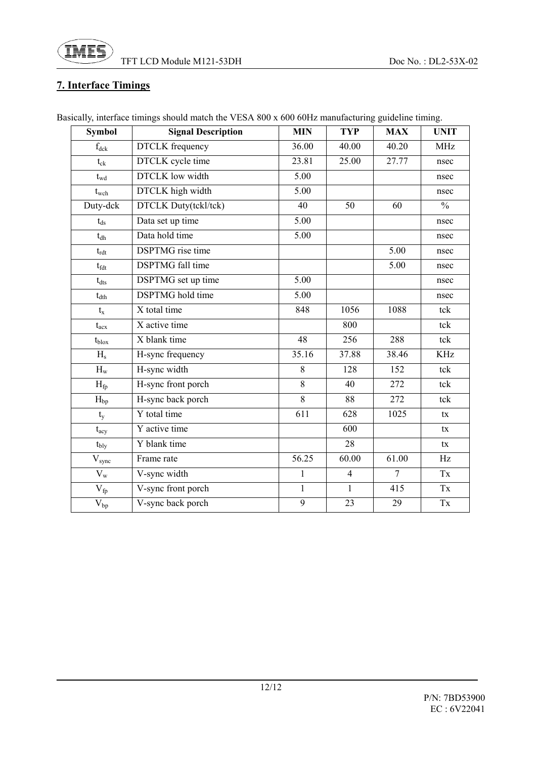## 7. Interface Timings

Basically, interface timings should match the VESA 800 x 600 60Hz manufacturing guideline timing.

| Symbol | Signal Description | MIN | TYP | MAX | UNIT |
|---|---|---|---|---|---|
| $f_{dck}$ | DTCLK frequency | 36.00 | 40.00 | 40.20 | MHz |
| $t_{ck}$ | DTCLK cycle time | 23.81 | 25.00 | 27.77 | nsec |
| $t_{wd}$ | DTCLK low width | 5.00 | | | nsec |
| $t_{wch}$ | DTCLK high width | 5.00 | | | nsec |
| Duty-dck | DTCLK Duty(tckl/tck) | 40 | 50 | 60 | % |
| $t_{ds}$ | Data set up time | 5.00 | | | nsec |
| $t_{dh}$ | Data hold time | 5.00 | | | nsec |
| $t_{rdt}$ | DSPTMG rise time | | | 5.00 | nsec |
| $t_{fdt}$ | DSPTMG fall time | | | 5.00 | nsec |
| $t_{dts}$ | DSPTMG set up time | 5.00 | | | nsec |
| $t_{dth}$ | DSPTMG hold time | 5.00 | | | nsec |
| $t_x$ | X total time | 848 | 1056 | 1088 | tck |
| $t_{acx}$ | X active time | | 800 | | tck |
| $t_{blox}$ | X blank time | 48 | 256 | 288 | tck |
| $H_s$ | H-sync frequency | 35.16 | 37.88 | 38.46 | KHz |
| $H_w$ | H-sync width | 8 | 128 | 152 | tck |
| $H_{fp}$ | H-sync front porch | 8 | 40 | 272 | tck |
| $H_{bp}$ | H-sync back porch | 8 | 88 | 272 | tck |
| $t_y$ | Y total time | 611 | 628 | 1025 | tx |
| $t_{acy}$ | Y active time | | 600 | | tx |
| $t_{bly}$ | Y blank time | | 28 | | tx |
| $V_{sync}$ | Frame rate | 56.25 | 60.00 | 61.00 | Hz |
| $V_w$ | V-sync width | 1 | 4 | 7 | Tx |
| $V_{fp}$ | V-sync front porch | 1 | 1 | 415 | Tx |
| $V_{bp}$ | V-sync back porch | 9 | 23 | 29 | Tx |

P/N: 7BD53900
EC : 6V22041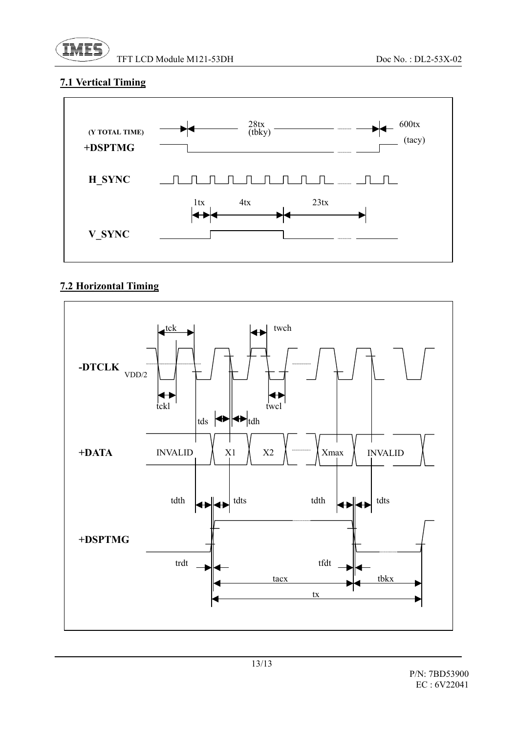### 7.1 Vertical Timing

(Y TOTAL TIME)

28tx
(tbky)

600tx
(tacy)

+DSPTMG

H_SYNC

1tx

4tx

23tx

V_SYNC

### 7.2 Horizontal Timing

tck

twch

-DTCLK

VDD/2

tckl

twcl

tds

tdh

+DATA

INVALID

X1

X2

Xmax

INVALID

tdth

tdts

tdth

tdts

+DSPTMG

trdt

tfdt

tacx

tbkx

tx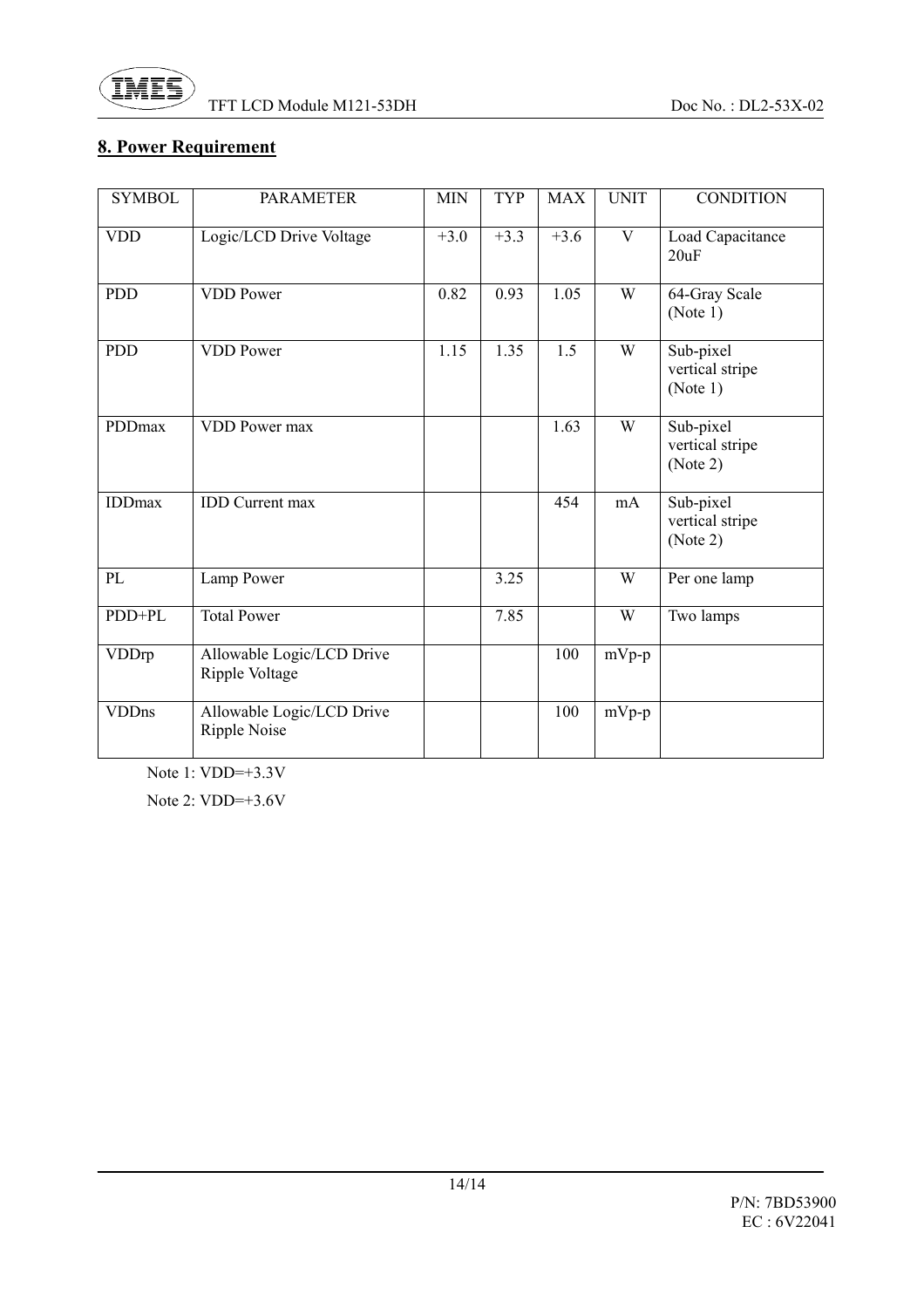## 8. Power Requirement

| SYMBOL | PARAMETER | MIN | TYP | MAX | UNIT | CONDITION |
|---|---|---|---|---|---|---|
| VDD | Logic/LCD Drive Voltage | +3.0 | +3.3 | +3.6 | V | Load Capacitance 20uF |
| PDD | VDD Power | 0.82 | 0.93 | 1.05 | W | 64-Gray Scale (Note 1) |
| PDD | VDD Power | 1.15 | 1.35 | 1.5 | W | Sub-pixel vertical stripe (Note 1) |
| PDDmax | VDD Power max | | | 1.63 | W | Sub-pixel vertical stripe (Note 2) |
| IDDmax | IDD Current max | | | 454 | mA | Sub-pixel vertical stripe (Note 2) |
| PL | Lamp Power | | 3.25 | | W | Per one lamp |
| PDD+PL | Total Power | | 7.85 | | W | Two lamps |
| VDDrp | Allowable Logic/LCD Drive Ripple Voltage | | | 100 | mVp-p | |
| VDDns | Allowable Logic/LCD Drive Ripple Noise | | | 100 | mVp-p | |

Note 1: VDD=+3.3V

Note 2: VDD=+3.6V

P/N: 7BD53900
EC : 6V22041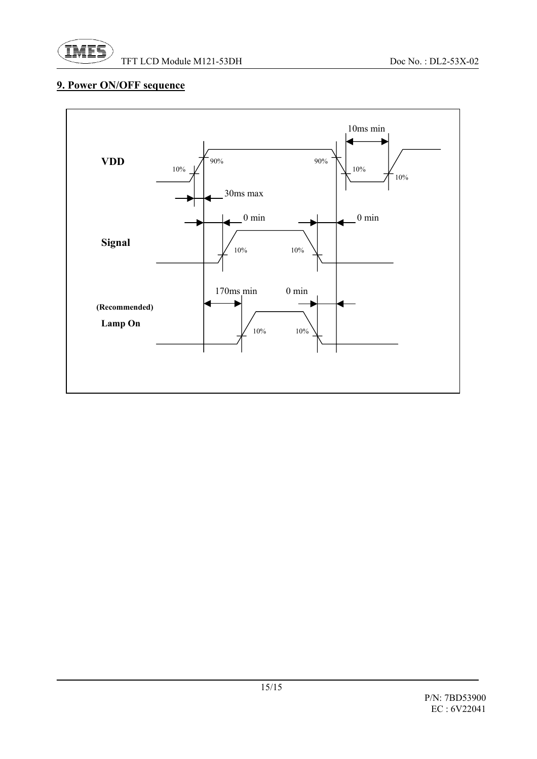## 9. Power ON/OFF sequence

10ms min

VDD

10%

90%

90%

10%

10%

30ms max

0 min

0 min

Signal

10%

10%

170ms min

0 min

(Recommended)

Lamp On

10%

10%

P/N: 7BD53900

EC : 6V22041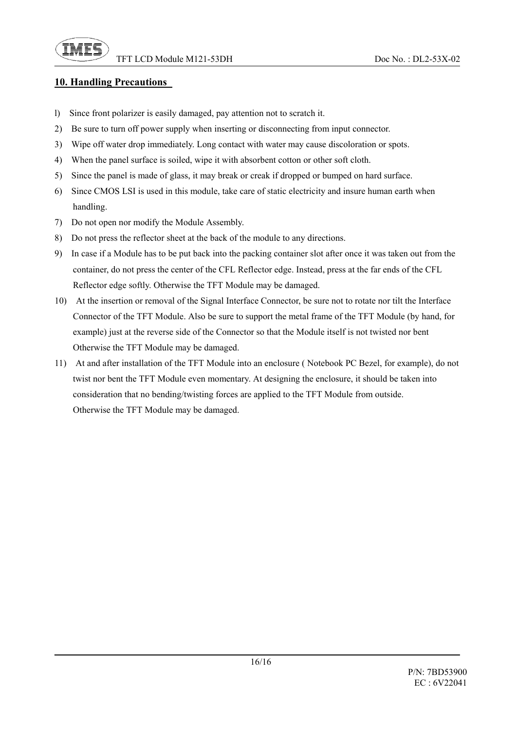## 10. Handling Precautions

l) Since front polarizer is easily damaged, pay attention not to scratch it.

2) Be sure to turn off power supply when inserting or disconnecting from input connector.

3) Wipe off water drop immediately. Long contact with water may cause discoloration or spots.

4) When the panel surface is soiled, wipe it with absorbent cotton or other soft cloth.

5) Since the panel is made of glass, it may break or creak if dropped or bumped on hard surface.

6) Since CMOS LSI is used in this module, take care of static electricity and insure human earth when handling.

7) Do not open nor modify the Module Assembly.

8) Do not press the reflector sheet at the back of the module to any directions.

9) In case if a Module has to be put back into the packing container slot after once it was taken out from the container, do not press the center of the CFL Reflector edge. Instead, press at the far ends of the CFL Reflector edge softly. Otherwise the TFT Module may be damaged.

10) At the insertion or removal of the Signal Interface Connector, be sure not to rotate nor tilt the Interface Connector of the TFT Module. Also be sure to support the metal frame of the TFT Module (by hand, for example) just at the reverse side of the Connector so that the Module itself is not twisted nor bent Otherwise the TFT Module may be damaged.

11) At and after installation of the TFT Module into an enclosure ( Notebook PC Bezel, for example), do not twist nor bent the TFT Module even momentary. At designing the enclosure, it should be taken into consideration that no bending/twisting forces are applied to the TFT Module from outside. Otherwise the TFT Module may be damaged.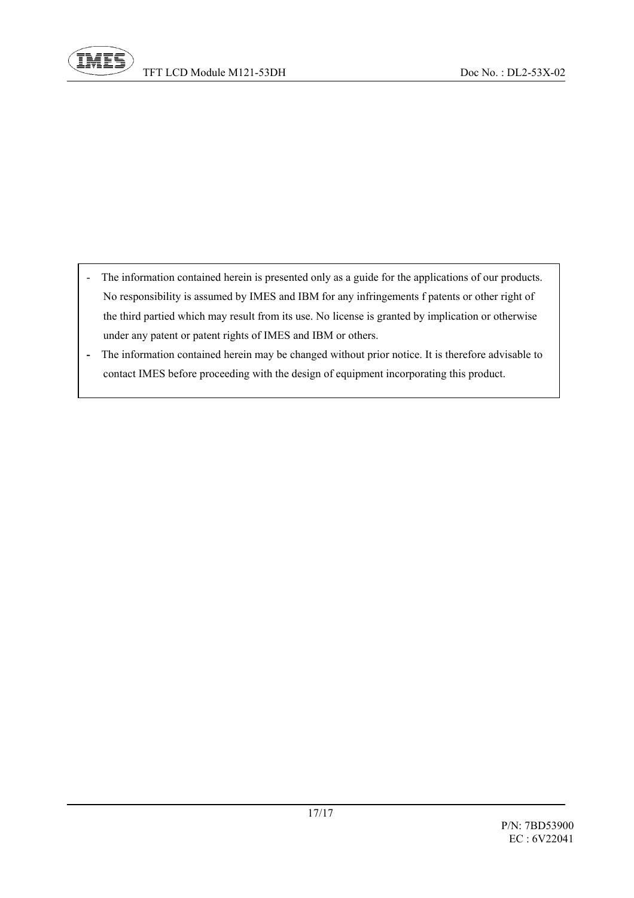- The information contained herein is presented only as a guide for the applications of our products. No responsibility is assumed by IMES and IBM for any infringements f patents or other right of the third partied which may result from its use. No license is granted by implication or otherwise under any patent or patent rights of IMES and IBM or others.
- The information contained herein may be changed without prior notice. It is therefore advisable to contact IMES before proceeding with the design of equipment incorporating this product.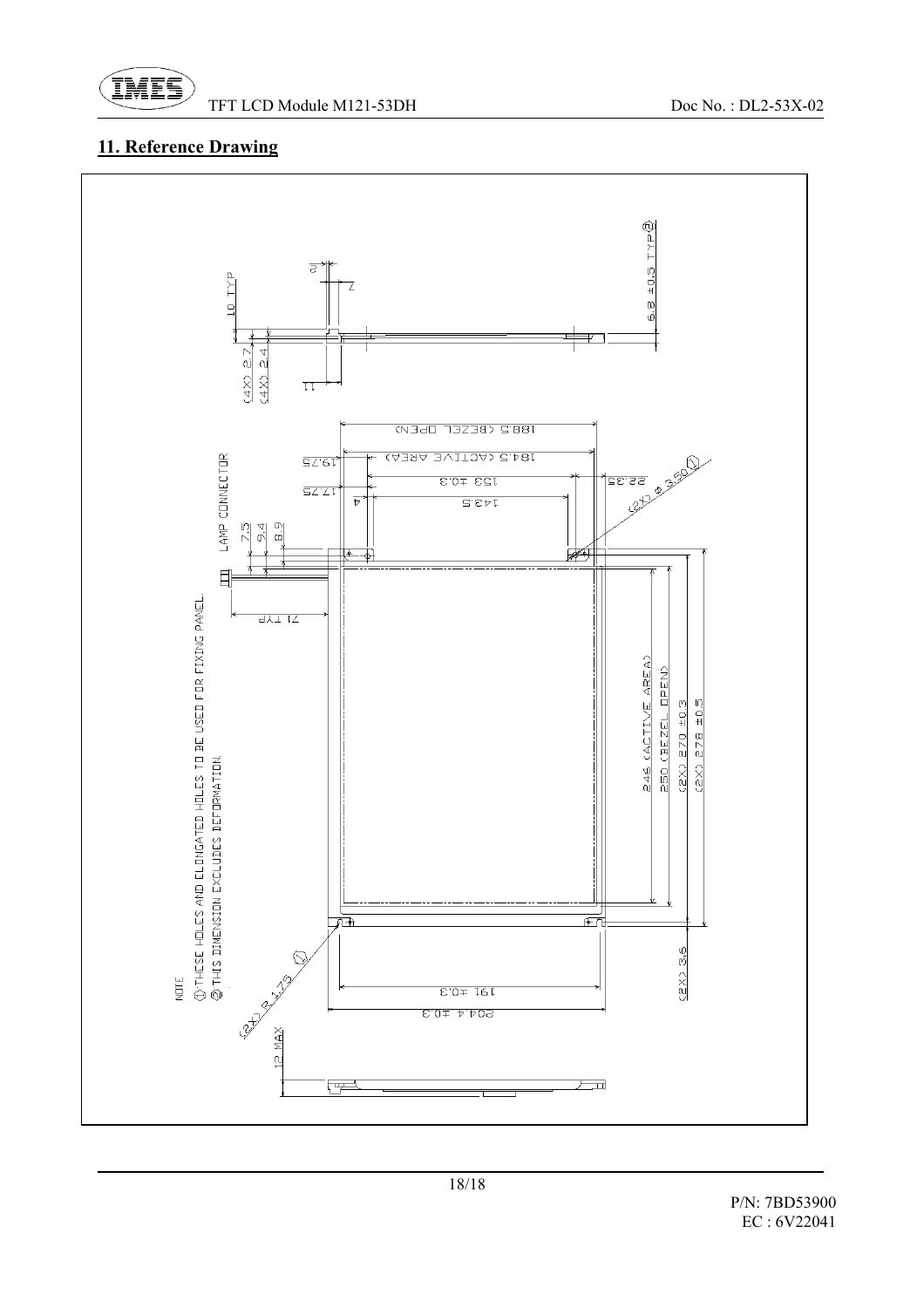## 11. Reference Drawing

NOTE
① THESE HOLES AND ELONGATED HOLES TO BE USED FOR FIXING PANEL.
② THIS DIMENSION EXCLUDES DEFORMATION.

10 TYP
(4X) 2.7
(4X) 2.4
6.8 ±0.5 TYP②
7
11

188.5 (BEZEL OPEN)
184.5 (ACTIVE AREA)
19.75
153 ±0.3
17.75
22.35
143.5
4
(2X) φ 3.50 ①
LAMP CONNECTOR
7.5
9.4
8.9
71 TYP

246 (ACTIVE AREA)
250 (BEZEL OPEN)
(2X) 270 ±0.3
(2X) 278 ±0.5
(2X) 3.6

(2X) R 1.75 ①
191 ±0.3
204.4 ±0.3
12 MAX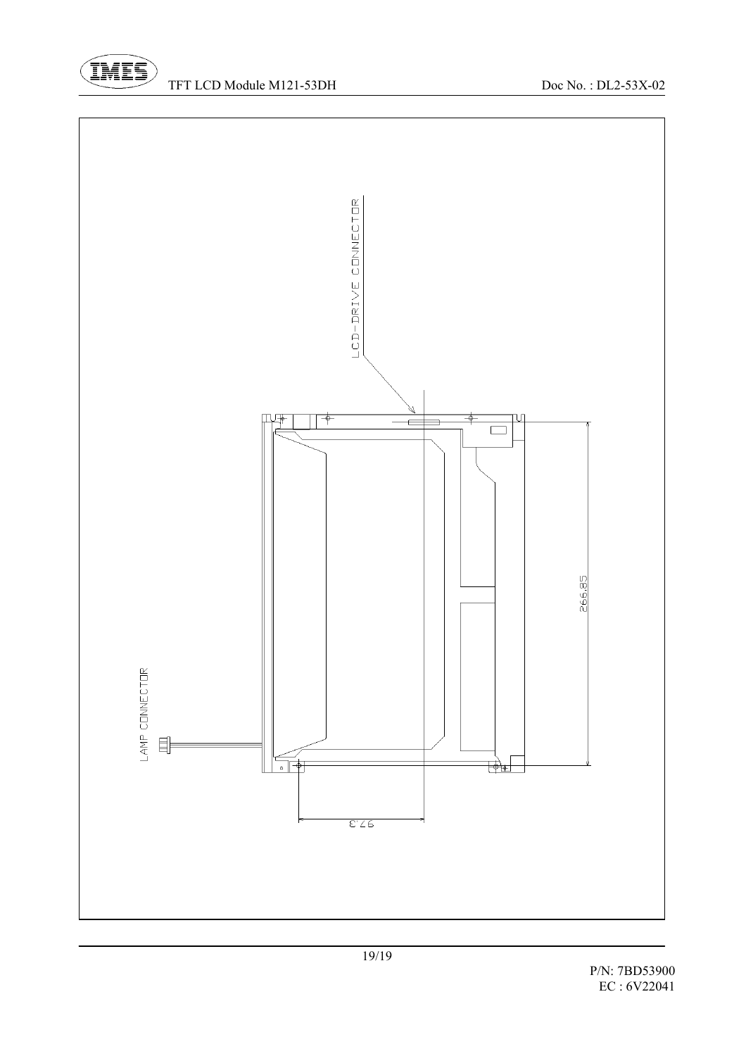LCD-DRIVE CONNECTOR

266.85

LAMP CONNECTOR

97.3

P/N: 7BD53900
EC : 6V22041